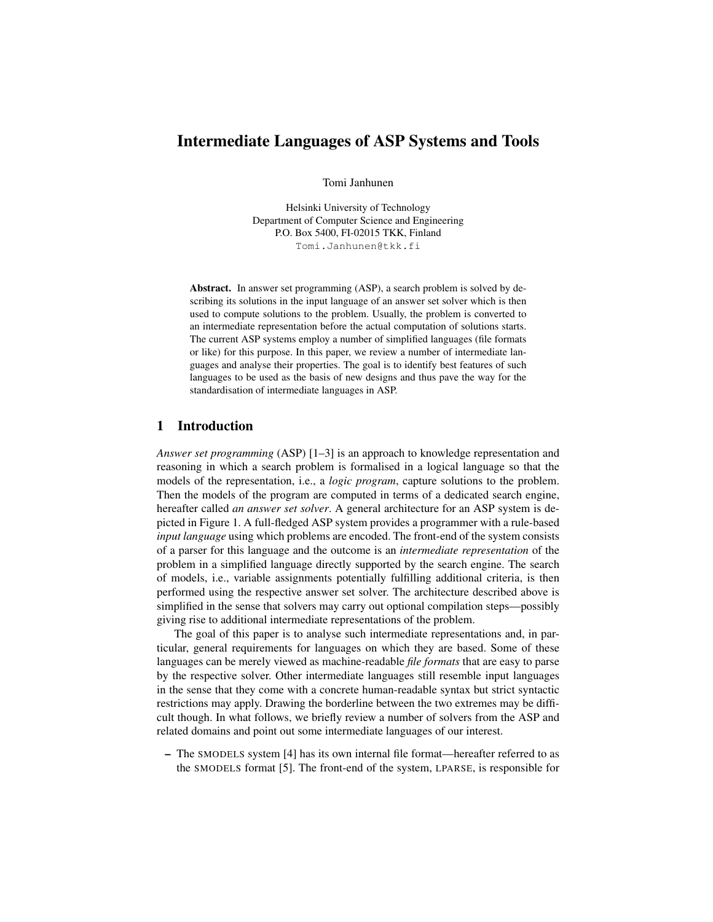# Intermediate Languages of ASP Systems and Tools

Tomi Janhunen

Helsinki University of Technology
Department of Computer Science and Engineering
P.O. Box 5400, FI-02015 TKK, Finland
Tomi.Janhunen@tkk.fi

**Abstract.** In answer set programming (ASP), a search problem is solved by describing its solutions in the input language of an answer set solver which is then used to compute solutions to the problem. Usually, the problem is converted to an intermediate representation before the actual computation of solutions starts. The current ASP systems employ a number of simplified languages (file formats or like) for this purpose. In this paper, we review a number of intermediate languages and analyse their properties. The goal is to identify best features of such languages to be used as the basis of new designs and thus pave the way for the standardisation of intermediate languages in ASP.

## 1 Introduction

*Answer set programming* (ASP) [1–3] is an approach to knowledge representation and reasoning in which a search problem is formalised in a logical language so that the models of the representation, i.e., a *logic program*, capture solutions to the problem. Then the models of the program are computed in terms of a dedicated search engine, hereafter called *an answer set solver*. A general architecture for an ASP system is depicted in Figure 1. A full-fledged ASP system provides a programmer with a rule-based *input language* using which problems are encoded. The front-end of the system consists of a parser for this language and the outcome is an *intermediate representation* of the problem in a simplified language directly supported by the search engine. The search of models, i.e., variable assignments potentially fulfilling additional criteria, is then performed using the respective answer set solver. The architecture described above is simplified in the sense that solvers may carry out optional compilation steps—possibly giving rise to additional intermediate representations of the problem.

The goal of this paper is to analyse such intermediate representations and, in particular, general requirements for languages on which they are based. Some of these languages can be merely viewed as machine-readable *file formats* that are easy to parse by the respective solver. Other intermediate languages still resemble input languages in the sense that they come with a concrete human-readable syntax but strict syntactic restrictions may apply. Drawing the borderline between the two extremes may be difficult though. In what follows, we briefly review a number of solvers from the ASP and related domains and point out some intermediate languages of our interest.

– The SMODELS system [4] has its own internal file format—hereafter referred to as the SMODELS format [5]. The front-end of the system, LPARSE, is responsible for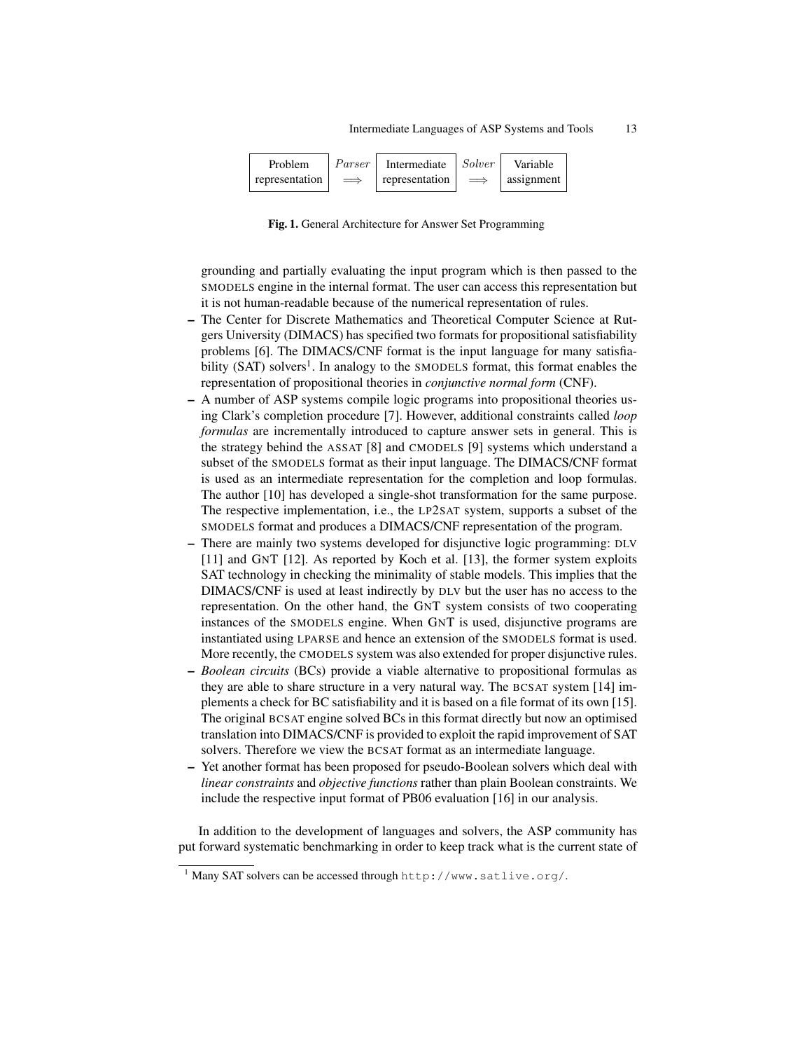| Problem representation | $\overset{Parser}{\Longrightarrow}$ | Intermediate representation | $\overset{Solver}{\Longrightarrow}$ | Variable assignment |
| --- | --- | --- | --- | --- |

**Fig. 1.** General Architecture for Answer Set Programming

grounding and partially evaluating the input program which is then passed to the SMODELS engine in the internal format. The user can access this representation but it is not human-readable because of the numerical representation of rules.

- The Center for Discrete Mathematics and Theoretical Computer Science at Rutgers University (DIMACS) has specified two formats for propositional satisfiability problems [6]. The DIMACS/CNF format is the input language for many satisfiability (SAT) solvers[1]. In analogy to the SMODELS format, this format enables the representation of propositional theories in *conjunctive normal form* (CNF).
- A number of ASP systems compile logic programs into propositional theories using Clark's completion procedure [7]. However, additional constraints called *loop formulas* are incrementally introduced to capture answer sets in general. This is the strategy behind the ASSAT [8] and CMODELS [9] systems which understand a subset of the SMODELS format as their input language. The DIMACS/CNF format is used as an intermediate representation for the completion and loop formulas. The author [10] has developed a single-shot transformation for the same purpose. The respective implementation, i.e., the LP2SAT system, supports a subset of the SMODELS format and produces a DIMACS/CNF representation of the program.
- There are mainly two systems developed for disjunctive logic programming: DLV [11] and GNT [12]. As reported by Koch et al. [13], the former system exploits SAT technology in checking the minimality of stable models. This implies that the DIMACS/CNF is used at least indirectly by DLV but the user has no access to the representation. On the other hand, the GNT system consists of two cooperating instances of the SMODELS engine. When GNT is used, disjunctive programs are instantiated using LPARSE and hence an extension of the SMODELS format is used. More recently, the CMODELS system was also extended for proper disjunctive rules.
- *Boolean circuits* (BCs) provide a viable alternative to propositional formulas as they are able to share structure in a very natural way. The BCSAT system [14] implements a check for BC satisfiability and it is based on a file format of its own [15]. The original BCSAT engine solved BCs in this format directly but now an optimised translation into DIMACS/CNF is provided to exploit the rapid improvement of SAT solvers. Therefore we view the BCSAT format as an intermediate language.
- Yet another format has been proposed for pseudo-Boolean solvers which deal with *linear constraints* and *objective functions* rather than plain Boolean constraints. We include the respective input format of PB06 evaluation [16] in our analysis.

In addition to the development of languages and solvers, the ASP community has put forward systematic benchmarking in order to keep track what is the current state of

[1] Many SAT solvers can be accessed through `http://www.satlive.org/`.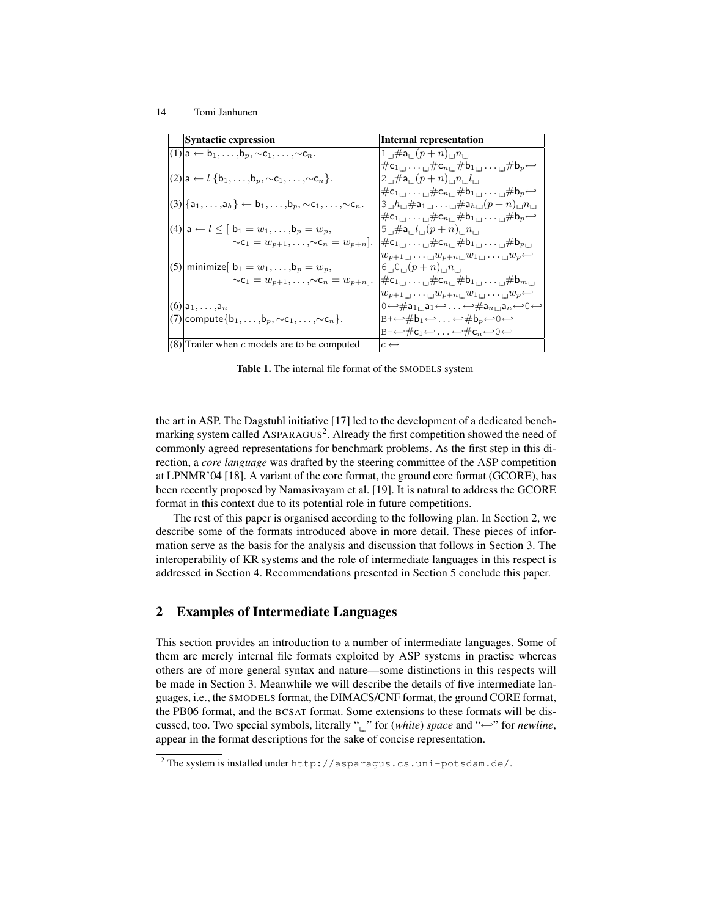|  | Syntactic expression | Internal representation |
|---|---|---|
| (1) | $\mathsf{a} \leftarrow \mathsf{b}_1, \ldots, \mathsf{b}_p, \sim\mathsf{c}_1, \ldots, \sim\mathsf{c}_n.$ | $1_\sqcup\#\mathsf{a}_\sqcup(p+n)_\sqcup n_\sqcup$ $\#\mathsf{c}_{1\sqcup}\ldots{}_\sqcup\#\mathsf{c}_{n\sqcup}\#\mathsf{b}_{1\sqcup}\ldots{}_\sqcup\#\mathsf{b}_p\hookleftarrow$ |
| (2) | $\mathsf{a} \leftarrow l\ \{\mathsf{b}_1, \ldots, \mathsf{b}_p, \sim\mathsf{c}_1, \ldots, \sim\mathsf{c}_n\}.$ | $2_\sqcup\#\mathsf{a}_\sqcup(p+n)_\sqcup n_\sqcup l_\sqcup$ $\#\mathsf{c}_{1\sqcup}\ldots{}_\sqcup\#\mathsf{c}_{n\sqcup}\#\mathsf{b}_{1\sqcup}\ldots{}_\sqcup\#\mathsf{b}_p\hookleftarrow$ |
| (3) | $\{\mathsf{a}_1, \ldots, \mathsf{a}_h\} \leftarrow \mathsf{b}_1, \ldots, \mathsf{b}_p, \sim\mathsf{c}_1, \ldots, \sim\mathsf{c}_n.$ | $3_\sqcup h_\sqcup\#\mathsf{a}_{1\sqcup}\ldots{}_\sqcup\#\mathsf{a}_{h\sqcup}(p+n)_\sqcup n_\sqcup$ $\#\mathsf{c}_{1\sqcup}\ldots{}_\sqcup\#\mathsf{c}_{n\sqcup}\#\mathsf{b}_{1\sqcup}\ldots{}_\sqcup\#\mathsf{b}_p\hookleftarrow$ |
| (4) | $\mathsf{a} \leftarrow l \leq [\ \mathsf{b}_1 = w_1, \ldots, \mathsf{b}_p = w_p,$ $\sim\mathsf{c}_1 = w_{p+1}, \ldots, \sim\mathsf{c}_n = w_{p+n}].$ | $5_\sqcup\#\mathsf{a}_\sqcup l_\sqcup(p+n)_\sqcup n_\sqcup$ $\#\mathsf{c}_{1\sqcup}\ldots{}_\sqcup\#\mathsf{c}_{n\sqcup}\#\mathsf{b}_{1\sqcup}\ldots{}_\sqcup\#\mathsf{b}_{p\sqcup}$ $w_{p+1\sqcup}\ldots{}_\sqcup w_{p+n\sqcup}w_{1\sqcup}\ldots{}_\sqcup w_p\hookleftarrow$ |
| (5) | $\mathsf{minimize}[\ \mathsf{b}_1 = w_1, \ldots, \mathsf{b}_p = w_p,$ $\sim\mathsf{c}_1 = w_{p+1}, \ldots, \sim\mathsf{c}_n = w_{p+n}].$ | $6_\sqcup 0_\sqcup(p+n)_\sqcup n_\sqcup$ $\#\mathsf{c}_{1\sqcup}\ldots{}_\sqcup\#\mathsf{c}_{n\sqcup}\#\mathsf{b}_{1\sqcup}\ldots{}_\sqcup\#\mathsf{b}_{m\sqcup}$ $w_{p+1\sqcup}\ldots{}_\sqcup w_{p+n\sqcup}w_{1\sqcup}\ldots{}_\sqcup w_p\hookleftarrow$ |
| (6) | $\mathsf{a}_1, \ldots, \mathsf{a}_n$ | $0\hookleftarrow\#\mathsf{a}_{1\sqcup}\mathsf{a}_1\hookleftarrow\ldots\hookleftarrow\#\mathsf{a}_{n\sqcup}\mathsf{a}_n\hookleftarrow 0\hookleftarrow$ |
| (7) | $\mathsf{compute}\{\mathsf{b}_1, \ldots, \mathsf{b}_p, \sim\mathsf{c}_1, \ldots, \sim\mathsf{c}_n\}.$ | $\mathtt{B+}\hookleftarrow\#\mathsf{b}_1\hookleftarrow\ldots\hookleftarrow\#\mathsf{b}_p\hookleftarrow 0\hookleftarrow$ $\mathtt{B-}\hookleftarrow\#\mathsf{c}_1\hookleftarrow\ldots\hookleftarrow\#\mathsf{c}_n\hookleftarrow 0\hookleftarrow$ |
| (8) | Trailer when $c$ models are to be computed | $c\hookleftarrow$ |

**Table 1.** The internal file format of the SMODELS system

the art in ASP. The Dagstuhl initiative [17] led to the development of a dedicated benchmarking system called ASPARAGUS[2]. Already the first competition showed the need of commonly agreed representations for benchmark problems. As the first step in this direction, a *core language* was drafted by the steering committee of the ASP competition at LPNMR'04 [18]. A variant of the core format, the ground core format (GCORE), has been recently proposed by Namasivayam et al. [19]. It is natural to address the GCORE format in this context due to its potential role in future competitions.

The rest of this paper is organised according to the following plan. In Section 2, we describe some of the formats introduced above in more detail. These pieces of information serve as the basis for the analysis and discussion that follows in Section 3. The interoperability of KR systems and the role of intermediate languages in this respect is addressed in Section 4. Recommendations presented in Section 5 conclude this paper.

## 2 Examples of Intermediate Languages

This section provides an introduction to a number of intermediate languages. Some of them are merely internal file formats exploited by ASP systems in practise whereas others are of more general syntax and nature—some distinctions in this respects will be made in Section 3. Meanwhile we will describe the details of five intermediate languages, i.e., the SMODELS format, the DIMACS/CNF format, the ground CORE format, the PB06 format, and the BCSAT format. Some extensions to these formats will be discussed, too. Two special symbols, literally "␣" for (*white*) *space* and "↩" for *newline*, appear in the format descriptions for the sake of concise representation.

[2] The system is installed under `http://asparagus.cs.uni-potsdam.de/`.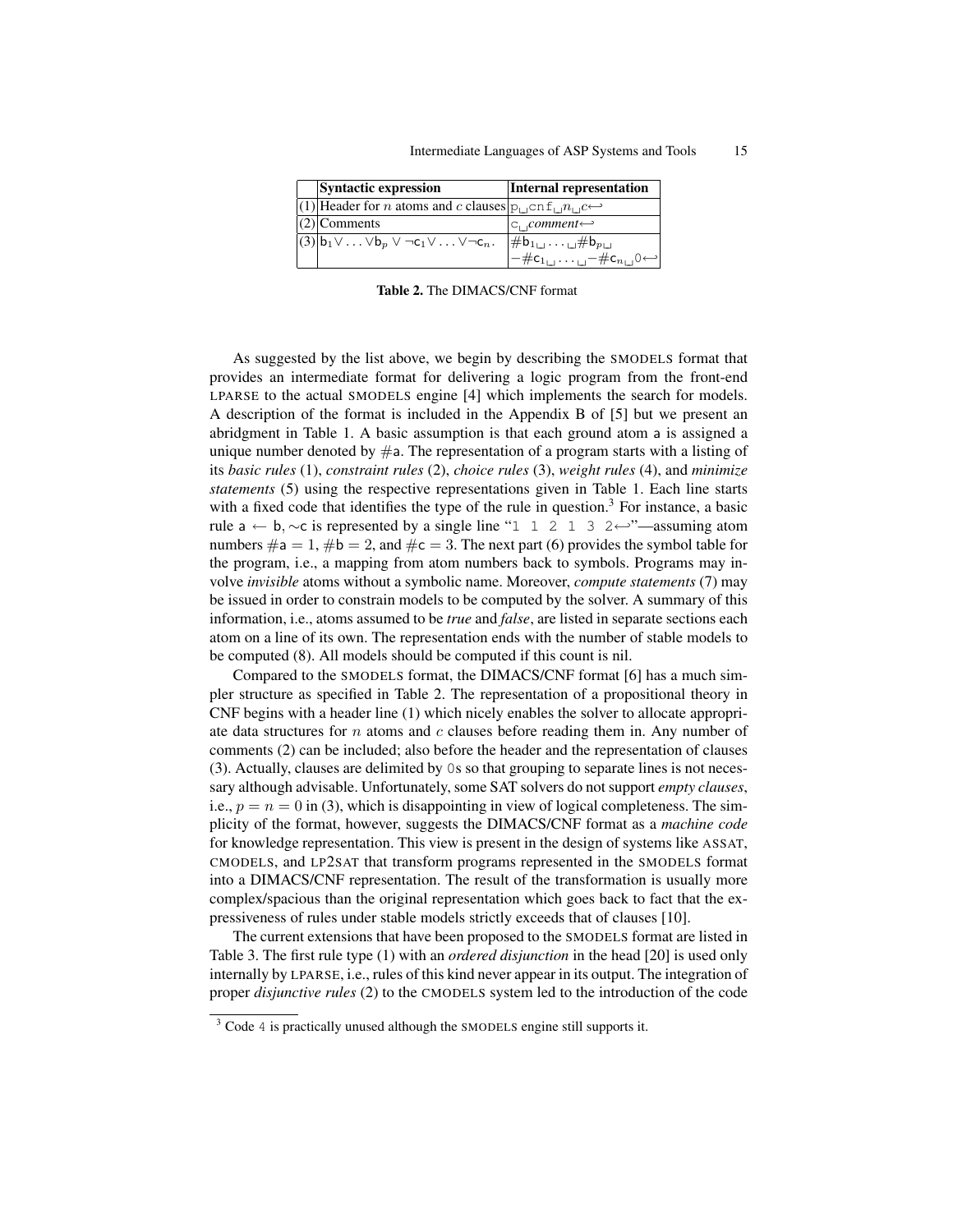|  | Syntactic expression | Internal representation |
|---|---|---|
| (1) | Header for $n$ atoms and $c$ clauses | `p␣cnf␣`$n$`␣`$c$↩ |
| (2) | Comments | `c␣`*comment*↩ |
| (3) | $\mathsf{b}_1 \vee \ldots \vee \mathsf{b}_p \vee \neg\mathsf{c}_1 \vee \ldots \vee \neg\mathsf{c}_n$. | $\#\mathsf{b}_1$␣…␣$\#\mathsf{b}_p$␣ $-\#\mathsf{c}_1$␣…␣$-\#\mathsf{c}_n$␣`0`↩ |

**Table 2.** The DIMACS/CNF format

As suggested by the list above, we begin by describing the SMODELS format that provides an intermediate format for delivering a logic program from the front-end LPARSE to the actual SMODELS engine [4] which implements the search for models. A description of the format is included in the Appendix B of [5] but we present an abridgment in Table 1. A basic assumption is that each ground atom $\mathsf{a}$ is assigned a unique number denoted by $\#\mathsf{a}$. The representation of a program starts with a listing of its *basic rules* (1), *constraint rules* (2), *choice rules* (3), *weight rules* (4), and *minimize statements* (5) using the respective representations given in Table 1. Each line starts with a fixed code that identifies the type of the rule in question.[3] For instance, a basic rule $\mathsf{a} \leftarrow \mathsf{b}, {\sim}\mathsf{c}$ is represented by a single line "`1 1 2 1 3 2`↩"—assuming atom numbers $\#\mathsf{a} = 1$, $\#\mathsf{b} = 2$, and $\#\mathsf{c} = 3$. The next part (6) provides the symbol table for the program, i.e., a mapping from atom numbers back to symbols. Programs may involve *invisible* atoms without a symbolic name. Moreover, *compute statements* (7) may be issued in order to constrain models to be computed by the solver. A summary of this information, i.e., atoms assumed to be *true* and *false*, are listed in separate sections each atom on a line of its own. The representation ends with the number of stable models to be computed (8). All models should be computed if this count is nil.

Compared to the SMODELS format, the DIMACS/CNF format [6] has a much simpler structure as specified in Table 2. The representation of a propositional theory in CNF begins with a header line (1) which nicely enables the solver to allocate appropriate data structures for $n$ atoms and $c$ clauses before reading them in. Any number of comments (2) can be included; also before the header and the representation of clauses (3). Actually, clauses are delimited by `0`s so that grouping to separate lines is not necessary although advisable. Unfortunately, some SAT solvers do not support *empty clauses*, i.e., $p = n = 0$ in (3), which is disappointing in view of logical completeness. The simplicity of the format, however, suggests the DIMACS/CNF format as a *machine code* for knowledge representation. This view is present in the design of systems like ASSAT, CMODELS, and LP2SAT that transform programs represented in the SMODELS format into a DIMACS/CNF representation. The result of the transformation is usually more complex/spacious than the original representation which goes back to fact that the expressiveness of rules under stable models strictly exceeds that of clauses [10].

The current extensions that have been proposed to the SMODELS format are listed in Table 3. The first rule type (1) with an *ordered disjunction* in the head [20] is used only internally by LPARSE, i.e., rules of this kind never appear in its output. The integration of proper *disjunctive rules* (2) to the CMODELS system led to the introduction of the code

[3] Code `4` is practically unused although the SMODELS engine still supports it.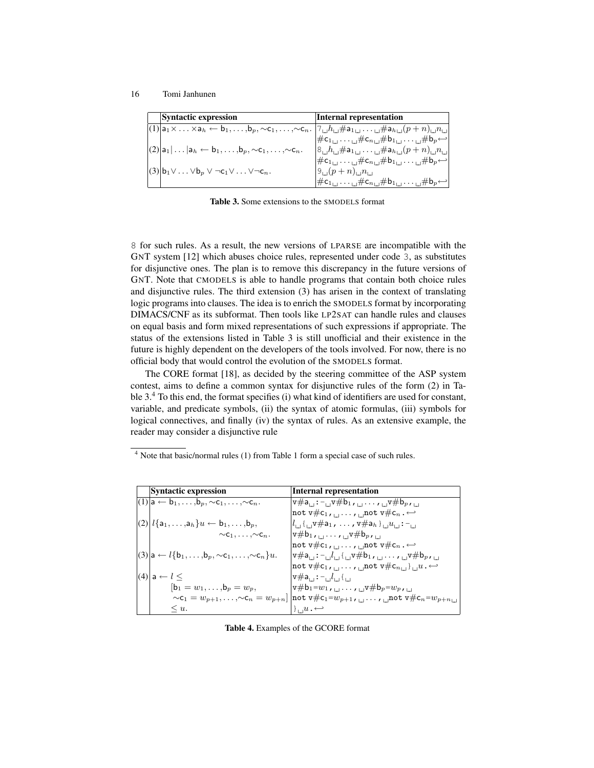| | Syntactic expression | Internal representation |
|---|---|---|
| (1) | $\mathsf{a}_1 \times \ldots \times \mathsf{a}_h \leftarrow \mathsf{b}_1, \ldots, \mathsf{b}_p, \sim\mathsf{c}_1, \ldots, \sim\mathsf{c}_n$. | 7␣$h$␣#$\mathsf{a}_1$␣…␣#$\mathsf{a}_h$␣$(p+n)$␣$n$␣ #$\mathsf{c}_1$␣…␣#$\mathsf{c}_n$␣#$\mathsf{b}_1$␣…␣#$\mathsf{b}_p$↩ |
| (2) | $\mathsf{a}_1 \mid \ldots \mid \mathsf{a}_h \leftarrow \mathsf{b}_1, \ldots, \mathsf{b}_p, \sim\mathsf{c}_1, \ldots, \sim\mathsf{c}_n$. | 8␣$h$␣#$\mathsf{a}_1$␣…␣#$\mathsf{a}_h$␣$(p+n)$␣$n$␣ #$\mathsf{c}_1$␣…␣#$\mathsf{c}_n$␣#$\mathsf{b}_1$␣…␣#$\mathsf{b}_p$↩ |
| (3) | $\mathsf{b}_1 \vee \ldots \vee \mathsf{b}_p \vee \neg\mathsf{c}_1 \vee \ldots \vee \neg\mathsf{c}_n$. | 9␣$(p+n)$␣$n$␣ #$\mathsf{c}_1$␣…␣#$\mathsf{c}_n$␣#$\mathsf{b}_1$␣…␣#$\mathsf{b}_p$↩ |

**Table 3.** Some extensions to the SMODELS format

8 for such rules. As a result, the new versions of LPARSE are incompatible with the GNT system [12] which abuses choice rules, represented under code 3, as substitutes for disjunctive ones. The plan is to remove this discrepancy in the future versions of GNT. Note that CMODELS is able to handle programs that contain both choice rules and disjunctive rules. The third extension (3) has arisen in the context of translating logic programs into clauses. The idea is to enrich the SMODELS format by incorporating DIMACS/CNF as its subformat. Then tools like LP2SAT can handle rules and clauses on equal basis and form mixed representations of such expressions if appropriate. The status of the extensions listed in Table 3 is still unofficial and their existence in the future is highly dependent on the developers of the tools involved. For now, there is no official body that would control the evolution of the SMODELS format.

The CORE format [18], as decided by the steering committee of the ASP system contest, aims to define a common syntax for disjunctive rules of the form (2) in Table 3.[4] To this end, the format specifies (i) what kind of identifiers are used for constant, variable, and predicate symbols, (ii) the syntax of atomic formulas, (iii) symbols for logical connectives, and finally (iv) the syntax of rules. As an extensive example, the reader may consider a disjunctive rule

[4] Note that basic/normal rules (1) from Table 1 form a special case of such rules.

| | Syntactic expression | Internal representation |
|---|---|---|
| (1) | $\mathsf{a} \leftarrow \mathsf{b}_1, \ldots, \mathsf{b}_p, \sim\mathsf{c}_1, \ldots, \sim\mathsf{c}_n$. | `v#a␣:-␣v#b1,␣…,␣v#bp,␣not v#c1,␣…,␣not v#cn.`↩ |
| (2) | $l\{\mathsf{a}_1, \ldots, \mathsf{a}_h\}u \leftarrow \mathsf{b}_1, \ldots, \mathsf{b}_p, \sim\mathsf{c}_1, \ldots, \sim\mathsf{c}_n$. | `l␣{␣v#a1, …, v#ah}␣u␣:-␣v#b1,␣…,␣v#bp,␣not v#c1,␣…,␣not v#cn.`↩ |
| (3) | $\mathsf{a} \leftarrow l\{\mathsf{b}_1, \ldots, \mathsf{b}_p, \sim\mathsf{c}_1, \ldots, \sim\mathsf{c}_n\}u$. | `v#a␣:-␣l␣{␣v#b1,␣…,␣v#bp,␣not v#c1,␣…,␣not v#cn␣}␣u.`↩ |
| (4) | $\mathsf{a} \leftarrow l \leq [\mathsf{b}_1 = w_1, \ldots, \mathsf{b}_p = w_p, \sim\mathsf{c}_1 = w_{p+1}, \ldots, \sim\mathsf{c}_n = w_{p+n}] \leq u$. | `v#a␣:-␣l␣{␣v#b1=w1,␣…,␣v#bp=wp,␣not v#c1=wp+1,␣…,␣not v#cn=wp+n␣}␣u.`↩ |

**Table 4.** Examples of the GCORE format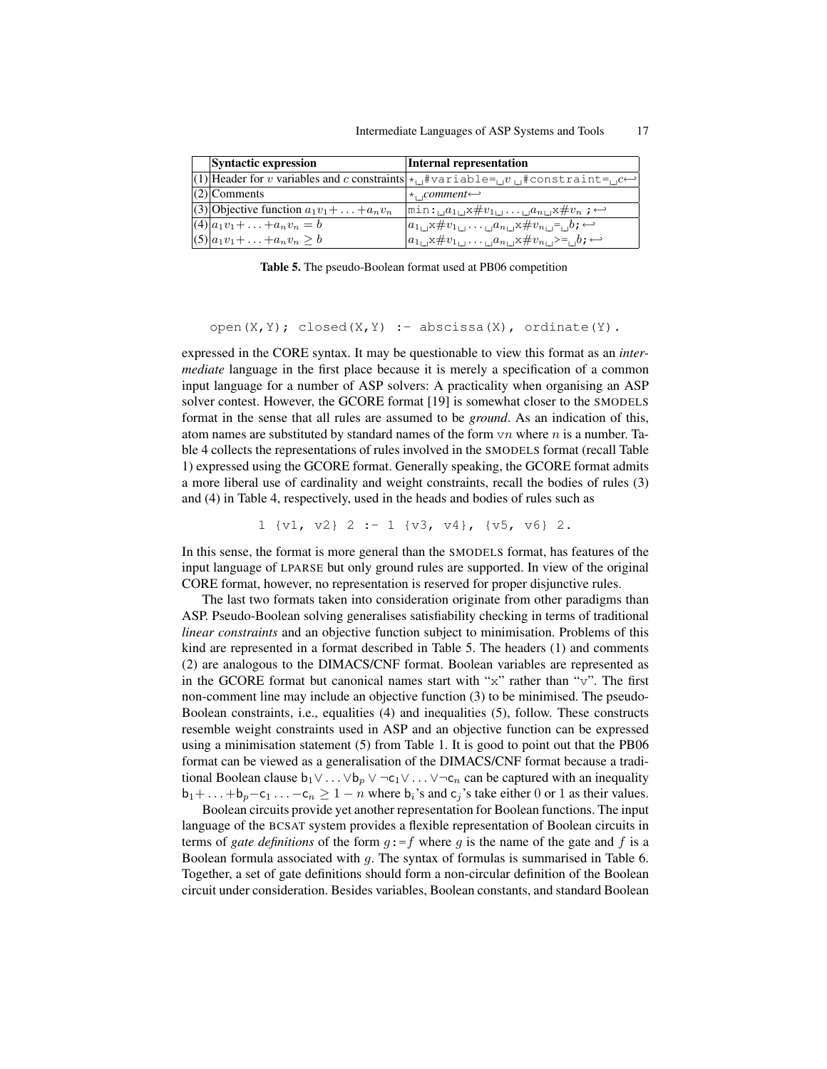| | Syntactic expression | Internal representation |
|---|---|---|
| (1) | Header for $v$ variables and $c$ constraints | `*␣#variable=␣`$v$`␣#constraint=␣`$c$↩ |
| (2) | Comments | `*␣`*comment*↩ |
| (3) | Objective function $a_1v_1+\ldots+a_nv_n$ | `min:␣`$a_1$`␣x#`$v_1$`␣`...`␣`$a_n$`␣x#`$v_n$` ;`↩ |
| (4) | $a_1v_1+\ldots+a_nv_n = b$ | $a_1$`␣x#`$v_1$`␣`...`␣`$a_n$`␣x#`$v_n$`␣=␣`$b$`;`↩ |
| (5) | $a_1v_1+\ldots+a_nv_n \geq b$ | $a_1$`␣x#`$v_1$`␣`...`␣`$a_n$`␣x#`$v_n$`␣>=␣`$b$`;`↩ |

**Table 5.** The pseudo-Boolean format used at PB06 competition

```
open(X,Y); closed(X,Y) :- abscissa(X), ordinate(Y).
```

expressed in the CORE syntax. It may be questionable to view this format as an *intermediate* language in the first place because it is merely a specification of a common input language for a number of ASP solvers: A practicality when organising an ASP solver contest. However, the GCORE format [19] is somewhat closer to the SMODELS format in the sense that all rules are assumed to be *ground*. As an indication of this, atom names are substituted by standard names of the form v$n$ where $n$ is a number. Table 4 collects the representations of rules involved in the SMODELS format (recall Table 1) expressed using the GCORE format. Generally speaking, the GCORE format admits a more liberal use of cardinality and weight constraints, recall the bodies of rules (3) and (4) in Table 4, respectively, used in the heads and bodies of rules such as

```
1 {v1, v2} 2 :- 1 {v3, v4}, {v5, v6} 2.
```

In this sense, the format is more general than the SMODELS format, has features of the input language of LPARSE but only ground rules are supported. In view of the original CORE format, however, no representation is reserved for proper disjunctive rules.

The last two formats taken into consideration originate from other paradigms than ASP. Pseudo-Boolean solving generalises satisfiability checking in terms of traditional *linear constraints* and an objective function subject to minimisation. Problems of this kind are represented in a format described in Table 5. The headers (1) and comments (2) are analogous to the DIMACS/CNF format. Boolean variables are represented as in the GCORE format but canonical names start with "x" rather than "v". The first non-comment line may include an objective function (3) to be minimised. The pseudo-Boolean constraints, i.e., equalities (4) and inequalities (5), follow. These constructs resemble weight constraints used in ASP and an objective function can be expressed using a minimisation statement (5) from Table 1. It is good to point out that the PB06 format can be viewed as a generalisation of the DIMACS/CNF format because a traditional Boolean clause $\mathsf{b}_1 \vee \ldots \vee \mathsf{b}_p \vee \neg\mathsf{c}_1 \vee \ldots \vee \neg\mathsf{c}_n$ can be captured with an inequality $\mathsf{b}_1 + \ldots + \mathsf{b}_p - \mathsf{c}_1 \ldots - \mathsf{c}_n \geq 1 - n$ where $\mathsf{b}_i$'s and $\mathsf{c}_j$'s take either 0 or 1 as their values.

Boolean circuits provide yet another representation for Boolean functions. The input language of the BCSAT system provides a flexible representation of Boolean circuits in terms of *gate definitions* of the form $g$`:=`$f$ where $g$ is the name of the gate and $f$ is a Boolean formula associated with $g$. The syntax of formulas is summarised in Table 6. Together, a set of gate definitions should form a non-circular definition of the Boolean circuit under consideration. Besides variables, Boolean constants, and standard Boolean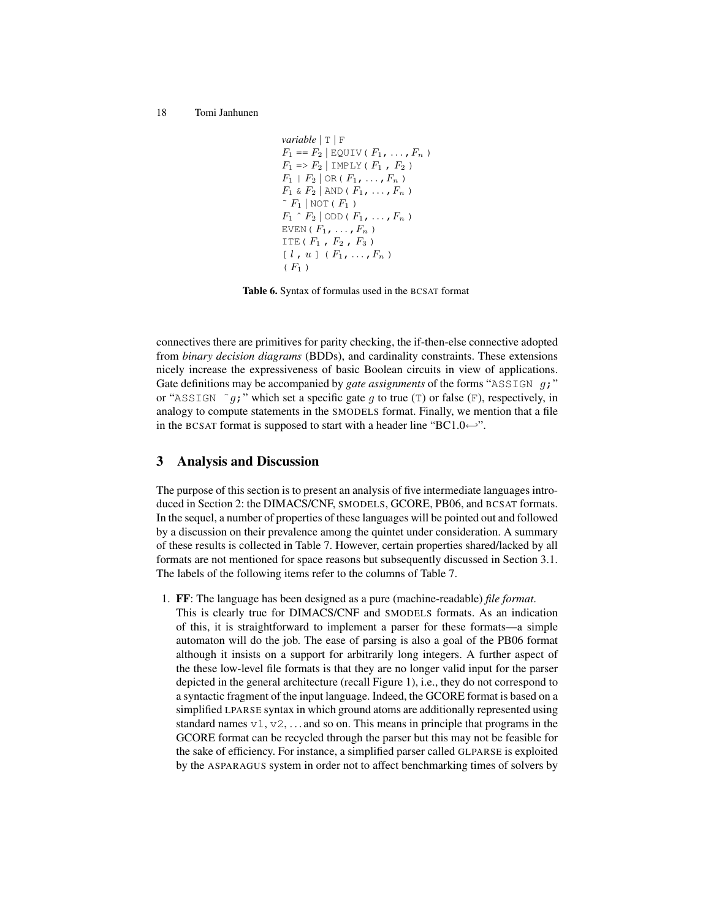*variable* | `T` | `F`
$F_1$ `==` $F_2$ | `EQUIV(` $F_1$`,` ...`,` $F_n$ `)`
$F_1$ `=>` $F_2$ | `IMPLY(` $F_1$ `,` $F_2$ `)`
$F_1$ `|` $F_2$ | `OR(` $F_1$`,` ...`,` $F_n$ `)`
$F_1$ `&` $F_2$ | `AND(` $F_1$`,` ...`,` $F_n$ `)`
`~` $F_1$ | `NOT(` $F_1$ `)`
$F_1$ `^` $F_2$ | `ODD(` $F_1$`,` ...`,` $F_n$ `)`
`EVEN(` $F_1$`,` ...`,` $F_n$ `)`
`ITE(` $F_1$ `,` $F_2$ `,` $F_3$ `)`
`[` $l$ `,` $u$ `] (` $F_1$`,` ...`,` $F_n$ `)`
`(` $F_1$ `)`

**Table 6.** Syntax of formulas used in the BCSAT format

connectives there are primitives for parity checking, the if-then-else connective adopted from *binary decision diagrams* (BDDs), and cardinality constraints. These extensions nicely increase the expressiveness of basic Boolean circuits in view of applications. Gate definitions may be accompanied by *gate assignments* of the forms "`ASSIGN` $g$`;`" or "`ASSIGN ~`$g$`;`" which set a specific gate $g$ to true (`T`) or false (`F`), respectively, in analogy to compute statements in the SMODELS format. Finally, we mention that a file in the BCSAT format is supposed to start with a header line "BC1.0↩".

## 3 Analysis and Discussion

The purpose of this section is to present an analysis of five intermediate languages introduced in Section 2: the DIMACS/CNF, SMODELS, GCORE, PB06, and BCSAT formats. In the sequel, a number of properties of these languages will be pointed out and followed by a discussion on their prevalence among the quintet under consideration. A summary of these results is collected in Table 7. However, certain properties shared/lacked by all formats are not mentioned for space reasons but subsequently discussed in Section 3.1. The labels of the following items refer to the columns of Table 7.

1. **FF**: The language has been designed as a pure (machine-readable) *file format*.
   This is clearly true for DIMACS/CNF and SMODELS formats. As an indication of this, it is straightforward to implement a parser for these formats—a simple automaton will do the job. The ease of parsing is also a goal of the PB06 format although it insists on a support for arbitrarily long integers. A further aspect of the these low-level file formats is that they are no longer valid input for the parser depicted in the general architecture (recall Figure 1), i.e., they do not correspond to a syntactic fragment of the input language. Indeed, the GCORE format is based on a simplified LPARSE syntax in which ground atoms are additionally represented using standard names `v1`, `v2`, ... and so on. This means in principle that programs in the GCORE format can be recycled through the parser but this may not be feasible for the sake of efficiency. For instance, a simplified parser called GLPARSE is exploited by the ASPARAGUS system in order not to affect benchmarking times of solvers by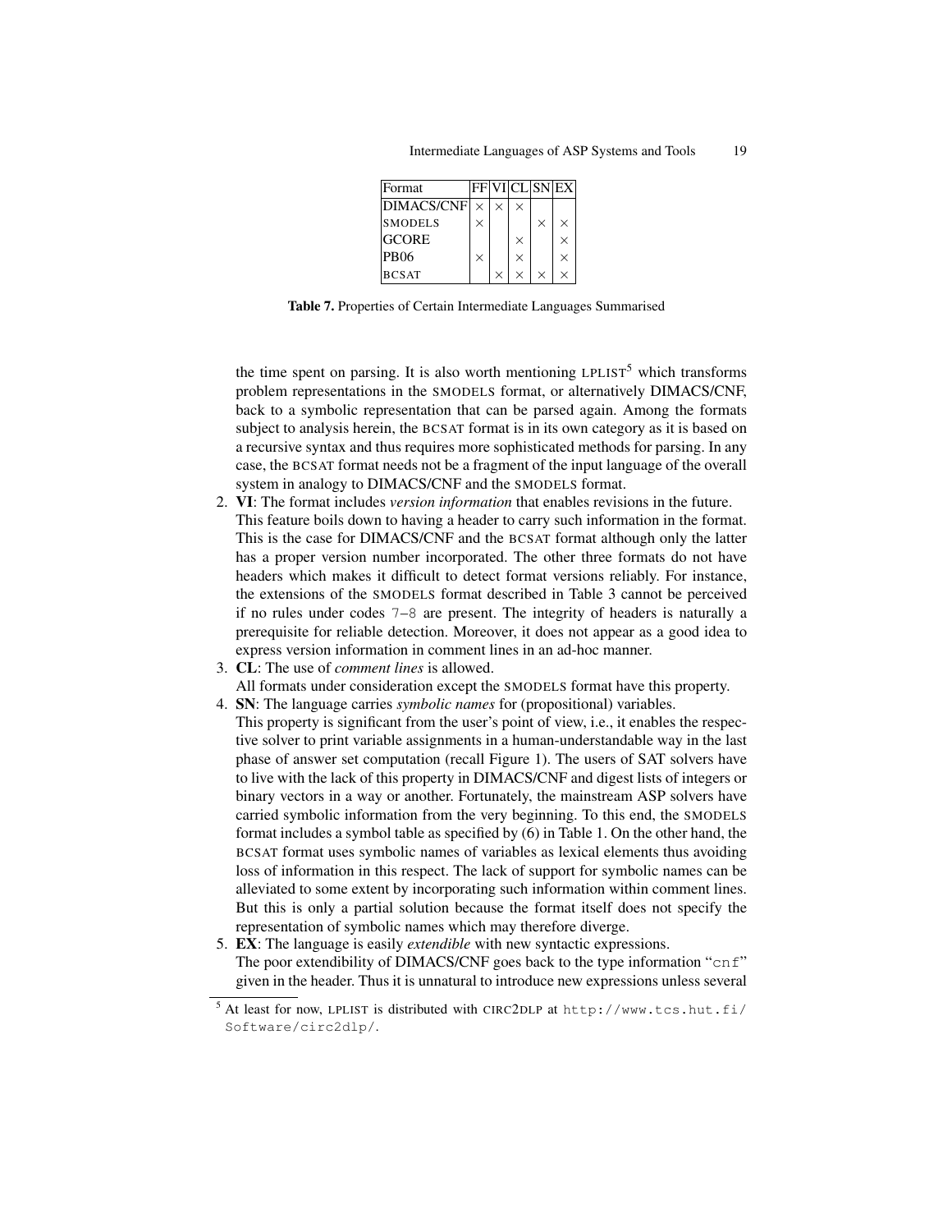| Format | FF | VI | CL | SN | EX |
|---|---|---|---|---|---|
| DIMACS/CNF | × | × | × | | |
| SMODELS | × | | | × | × |
| GCORE | | | × | | × |
| PB06 | × | | × | | × |
| BCSAT | | × | × | × | × |

**Table 7.** Properties of Certain Intermediate Languages Summarised

the time spent on parsing. It is also worth mentioning LPLIST[5] which transforms problem representations in the SMODELS format, or alternatively DIMACS/CNF, back to a symbolic representation that can be parsed again. Among the formats subject to analysis herein, the BCSAT format is in its own category as it is based on a recursive syntax and thus requires more sophisticated methods for parsing. In any case, the BCSAT format needs not be a fragment of the input language of the overall system in analogy to DIMACS/CNF and the SMODELS format.

2. **VI**: The format includes *version information* that enables revisions in the future. This feature boils down to having a header to carry such information in the format. This is the case for DIMACS/CNF and the BCSAT format although only the latter has a proper version number incorporated. The other three formats do not have headers which makes it difficult to detect format versions reliably. For instance, the extensions of the SMODELS format described in Table 3 cannot be perceived if no rules under codes `7`–`8` are present. The integrity of headers is naturally a prerequisite for reliable detection. Moreover, it does not appear as a good idea to express version information in comment lines in an ad-hoc manner.
3. **CL**: The use of *comment lines* is allowed.
   All formats under consideration except the SMODELS format have this property.
4. **SN**: The language carries *symbolic names* for (propositional) variables.
   This property is significant from the user's point of view, i.e., it enables the respective solver to print variable assignments in a human-understandable way in the last phase of answer set computation (recall Figure 1). The users of SAT solvers have to live with the lack of this property in DIMACS/CNF and digest lists of integers or binary vectors in a way or another. Fortunately, the mainstream ASP solvers have carried symbolic information from the very beginning. To this end, the SMODELS format includes a symbol table as specified by (6) in Table 1. On the other hand, the BCSAT format uses symbolic names of variables as lexical elements thus avoiding loss of information in this respect. The lack of support for symbolic names can be alleviated to some extent by incorporating such information within comment lines. But this is only a partial solution because the format itself does not specify the representation of symbolic names which may therefore diverge.
5. **EX**: The language is easily *extendible* with new syntactic expressions.
   The poor extendibility of DIMACS/CNF goes back to the type information "`cnf`" given in the header. Thus it is unnatural to introduce new expressions unless several

[5] At least for now, LPLIST is distributed with CIRC2DLP at `http://www.tcs.hut.fi/Software/circ2dlp/`.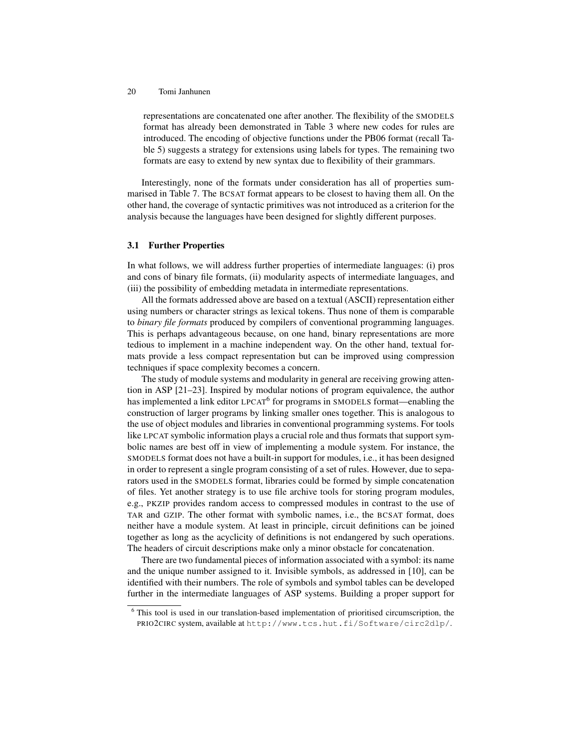representations are concatenated one after another. The flexibility of the SMODELS format has already been demonstrated in Table 3 where new codes for rules are introduced. The encoding of objective functions under the PB06 format (recall Table 5) suggests a strategy for extensions using labels for types. The remaining two formats are easy to extend by new syntax due to flexibility of their grammars.

Interestingly, none of the formats under consideration has all of properties summarised in Table 7. The BCSAT format appears to be closest to having them all. On the other hand, the coverage of syntactic primitives was not introduced as a criterion for the analysis because the languages have been designed for slightly different purposes.

### 3.1 Further Properties

In what follows, we will address further properties of intermediate languages: (i) pros and cons of binary file formats, (ii) modularity aspects of intermediate languages, and (iii) the possibility of embedding metadata in intermediate representations.

All the formats addressed above are based on a textual (ASCII) representation either using numbers or character strings as lexical tokens. Thus none of them is comparable to *binary file formats* produced by compilers of conventional programming languages. This is perhaps advantageous because, on one hand, binary representations are more tedious to implement in a machine independent way. On the other hand, textual formats provide a less compact representation but can be improved using compression techniques if space complexity becomes a concern.

The study of module systems and modularity in general are receiving growing attention in ASP [21–23]. Inspired by modular notions of program equivalence, the author has implemented a link editor LPCAT[6] for programs in SMODELS format—enabling the construction of larger programs by linking smaller ones together. This is analogous to the use of object modules and libraries in conventional programming systems. For tools like LPCAT symbolic information plays a crucial role and thus formats that support symbolic names are best off in view of implementing a module system. For instance, the SMODELS format does not have a built-in support for modules, i.e., it has been designed in order to represent a single program consisting of a set of rules. However, due to separators used in the SMODELS format, libraries could be formed by simple concatenation of files. Yet another strategy is to use file archive tools for storing program modules, e.g., PKZIP provides random access to compressed modules in contrast to the use of TAR and GZIP. The other format with symbolic names, i.e., the BCSAT format, does neither have a module system. At least in principle, circuit definitions can be joined together as long as the acyclicity of definitions is not endangered by such operations. The headers of circuit descriptions make only a minor obstacle for concatenation.

There are two fundamental pieces of information associated with a symbol: its name and the unique number assigned to it. Invisible symbols, as addressed in [10], can be identified with their numbers. The role of symbols and symbol tables can be developed further in the intermediate languages of ASP systems. Building a proper support for

[6] This tool is used in our translation-based implementation of prioritised circumscription, the PRIO2CIRC system, available at http://www.tcs.hut.fi/Software/circ2dlp/.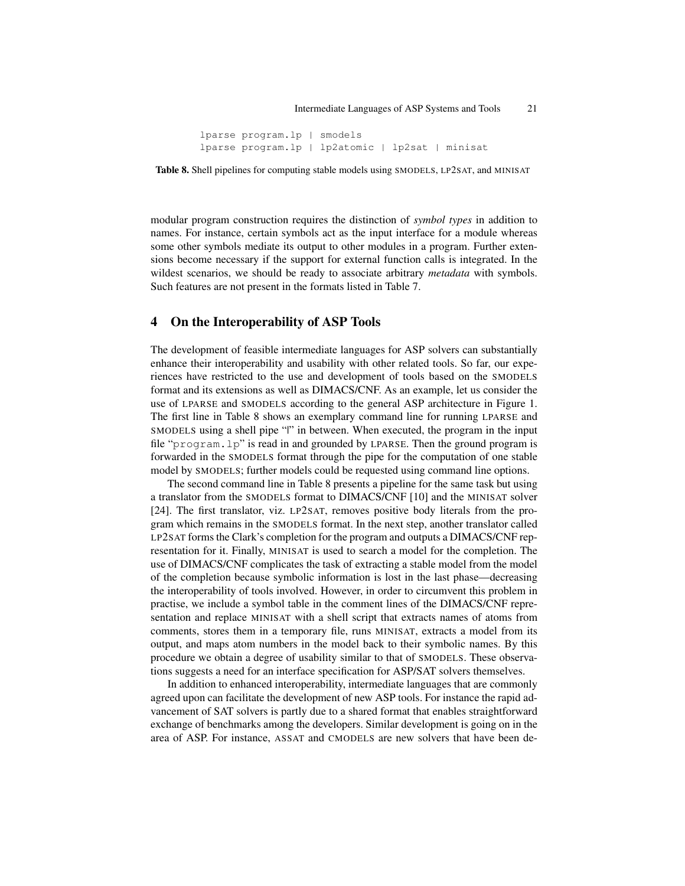```
lparse program.lp | smodels
lparse program.lp | lp2atomic | lp2sat | minisat
```

**Table 8.** Shell pipelines for computing stable models using SMODELS, LP2SAT, and MINISAT

modular program construction requires the distinction of *symbol types* in addition to names. For instance, certain symbols act as the input interface for a module whereas some other symbols mediate its output to other modules in a program. Further extensions become necessary if the support for external function calls is integrated. In the wildest scenarios, we should be ready to associate arbitrary *metadata* with symbols. Such features are not present in the formats listed in Table 7.

## 4 On the Interoperability of ASP Tools

The development of feasible intermediate languages for ASP solvers can substantially enhance their interoperability and usability with other related tools. So far, our experiences have restricted to the use and development of tools based on the SMODELS format and its extensions as well as DIMACS/CNF. As an example, let us consider the use of LPARSE and SMODELS according to the general ASP architecture in Figure 1. The first line in Table 8 shows an exemplary command line for running LPARSE and SMODELS using a shell pipe "|" in between. When executed, the program in the input file "`program.lp`" is read in and grounded by LPARSE. Then the ground program is forwarded in the SMODELS format through the pipe for the computation of one stable model by SMODELS; further models could be requested using command line options.

The second command line in Table 8 presents a pipeline for the same task but using a translator from the SMODELS format to DIMACS/CNF [10] and the MINISAT solver [24]. The first translator, viz. LP2SAT, removes positive body literals from the program which remains in the SMODELS format. In the next step, another translator called LP2SAT forms the Clark's completion for the program and outputs a DIMACS/CNF representation for it. Finally, MINISAT is used to search a model for the completion. The use of DIMACS/CNF complicates the task of extracting a stable model from the model of the completion because symbolic information is lost in the last phase—decreasing the interoperability of tools involved. However, in order to circumvent this problem in practise, we include a symbol table in the comment lines of the DIMACS/CNF representation and replace MINISAT with a shell script that extracts names of atoms from comments, stores them in a temporary file, runs MINISAT, extracts a model from its output, and maps atom numbers in the model back to their symbolic names. By this procedure we obtain a degree of usability similar to that of SMODELS. These observations suggests a need for an interface specification for ASP/SAT solvers themselves.

In addition to enhanced interoperability, intermediate languages that are commonly agreed upon can facilitate the development of new ASP tools. For instance the rapid advancement of SAT solvers is partly due to a shared format that enables straightforward exchange of benchmarks among the developers. Similar development is going on in the area of ASP. For instance, ASSAT and CMODELS are new solvers that have been de-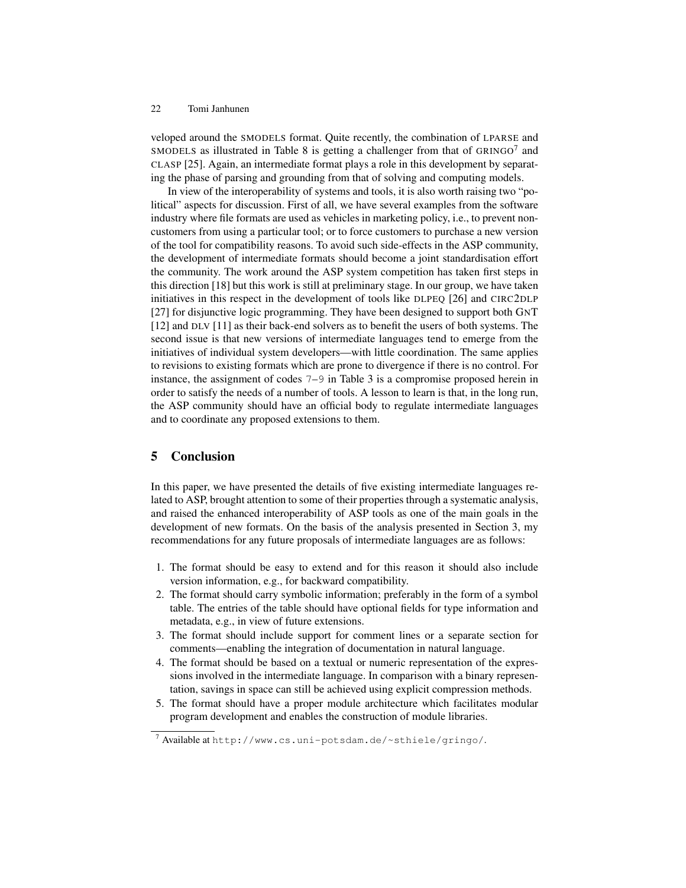veloped around the SMODELS format. Quite recently, the combination of LPARSE and SMODELS as illustrated in Table 8 is getting a challenger from that of GRINGO[7] and CLASP [25]. Again, an intermediate format plays a role in this development by separating the phase of parsing and grounding from that of solving and computing models.

In view of the interoperability of systems and tools, it is also worth raising two "political" aspects for discussion. First of all, we have several examples from the software industry where file formats are used as vehicles in marketing policy, i.e., to prevent noncustomers from using a particular tool; or to force customers to purchase a new version of the tool for compatibility reasons. To avoid such side-effects in the ASP community, the development of intermediate formats should become a joint standardisation effort the community. The work around the ASP system competition has taken first steps in this direction [18] but this work is still at preliminary stage. In our group, we have taken initiatives in this respect in the development of tools like DLPEQ [26] and CIRC2DLP [27] for disjunctive logic programming. They have been designed to support both GNT [12] and DLV [11] as their back-end solvers as to benefit the users of both systems. The second issue is that new versions of intermediate languages tend to emerge from the initiatives of individual system developers—with little coordination. The same applies to revisions to existing formats which are prone to divergence if there is no control. For instance, the assignment of codes `7`–`9` in Table 3 is a compromise proposed herein in order to satisfy the needs of a number of tools. A lesson to learn is that, in the long run, the ASP community should have an official body to regulate intermediate languages and to coordinate any proposed extensions to them.

## 5 Conclusion

In this paper, we have presented the details of five existing intermediate languages related to ASP, brought attention to some of their properties through a systematic analysis, and raised the enhanced interoperability of ASP tools as one of the main goals in the development of new formats. On the basis of the analysis presented in Section 3, my recommendations for any future proposals of intermediate languages are as follows:

1. The format should be easy to extend and for this reason it should also include version information, e.g., for backward compatibility.
2. The format should carry symbolic information; preferably in the form of a symbol table. The entries of the table should have optional fields for type information and metadata, e.g., in view of future extensions.
3. The format should include support for comment lines or a separate section for comments—enabling the integration of documentation in natural language.
4. The format should be based on a textual or numeric representation of the expressions involved in the intermediate language. In comparison with a binary representation, savings in space can still be achieved using explicit compression methods.
5. The format should have a proper module architecture which facilitates modular program development and enables the construction of module libraries.

[7] Available at `http://www.cs.uni-potsdam.de/~sthiele/gringo/`.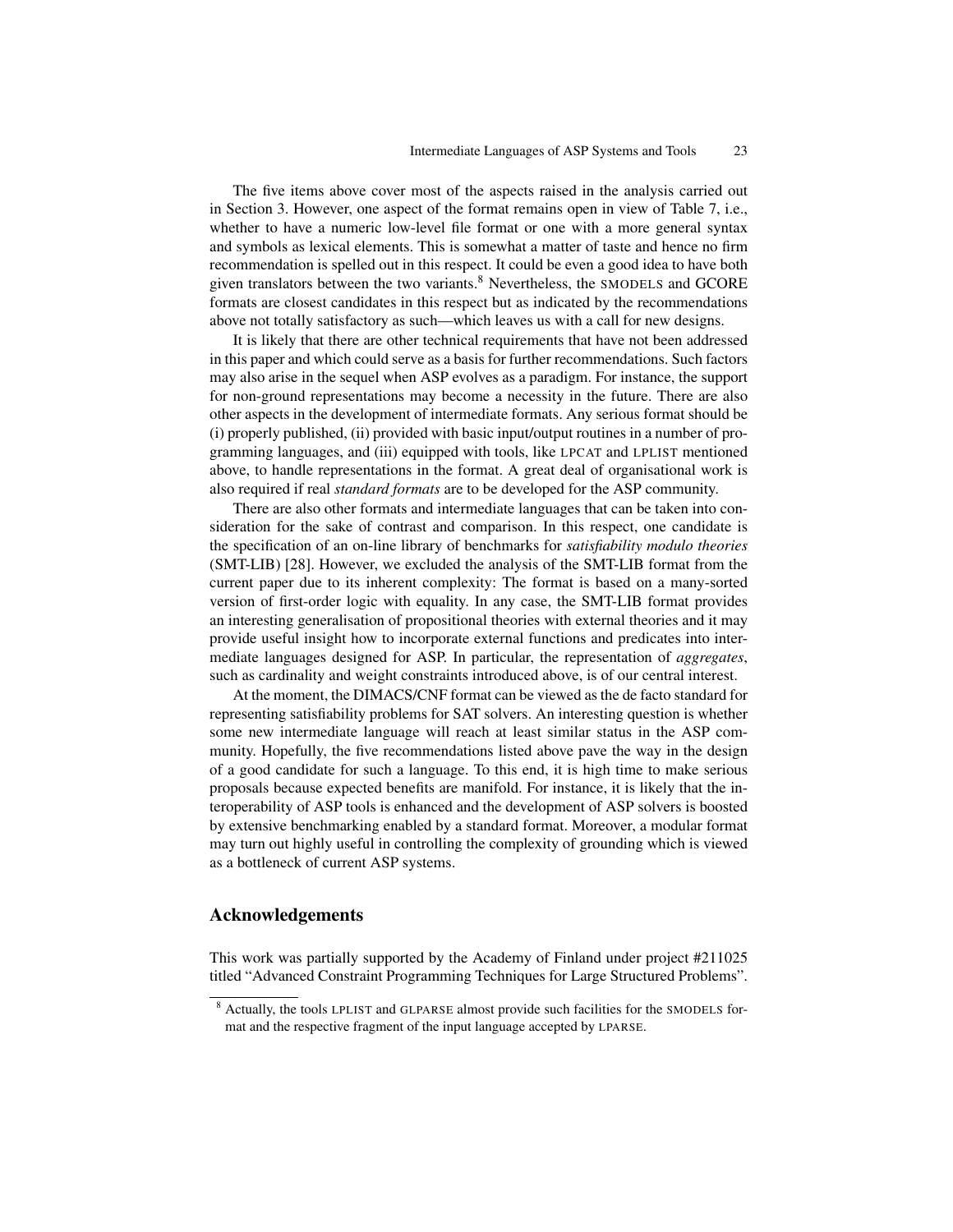The five items above cover most of the aspects raised in the analysis carried out in Section 3. However, one aspect of the format remains open in view of Table 7, i.e., whether to have a numeric low-level file format or one with a more general syntax and symbols as lexical elements. This is somewhat a matter of taste and hence no firm recommendation is spelled out in this respect. It could be even a good idea to have both given translators between the two variants.[8] Nevertheless, the SMODELS and GCORE formats are closest candidates in this respect but as indicated by the recommendations above not totally satisfactory as such—which leaves us with a call for new designs.

It is likely that there are other technical requirements that have not been addressed in this paper and which could serve as a basis for further recommendations. Such factors may also arise in the sequel when ASP evolves as a paradigm. For instance, the support for non-ground representations may become a necessity in the future. There are also other aspects in the development of intermediate formats. Any serious format should be (i) properly published, (ii) provided with basic input/output routines in a number of programming languages, and (iii) equipped with tools, like LPCAT and LPLIST mentioned above, to handle representations in the format. A great deal of organisational work is also required if real *standard formats* are to be developed for the ASP community.

There are also other formats and intermediate languages that can be taken into consideration for the sake of contrast and comparison. In this respect, one candidate is the specification of an on-line library of benchmarks for *satisfiability modulo theories* (SMT-LIB) [28]. However, we excluded the analysis of the SMT-LIB format from the current paper due to its inherent complexity: The format is based on a many-sorted version of first-order logic with equality. In any case, the SMT-LIB format provides an interesting generalisation of propositional theories with external theories and it may provide useful insight how to incorporate external functions and predicates into intermediate languages designed for ASP. In particular, the representation of *aggregates*, such as cardinality and weight constraints introduced above, is of our central interest.

At the moment, the DIMACS/CNF format can be viewed as the de facto standard for representing satisfiability problems for SAT solvers. An interesting question is whether some new intermediate language will reach at least similar status in the ASP community. Hopefully, the five recommendations listed above pave the way in the design of a good candidate for such a language. To this end, it is high time to make serious proposals because expected benefits are manifold. For instance, it is likely that the interoperability of ASP tools is enhanced and the development of ASP solvers is boosted by extensive benchmarking enabled by a standard format. Moreover, a modular format may turn out highly useful in controlling the complexity of grounding which is viewed as a bottleneck of current ASP systems.

## Acknowledgements

This work was partially supported by the Academy of Finland under project #211025 titled "Advanced Constraint Programming Techniques for Large Structured Problems".

[8] Actually, the tools LPLIST and GLPARSE almost provide such facilities for the SMODELS format and the respective fragment of the input language accepted by LPARSE.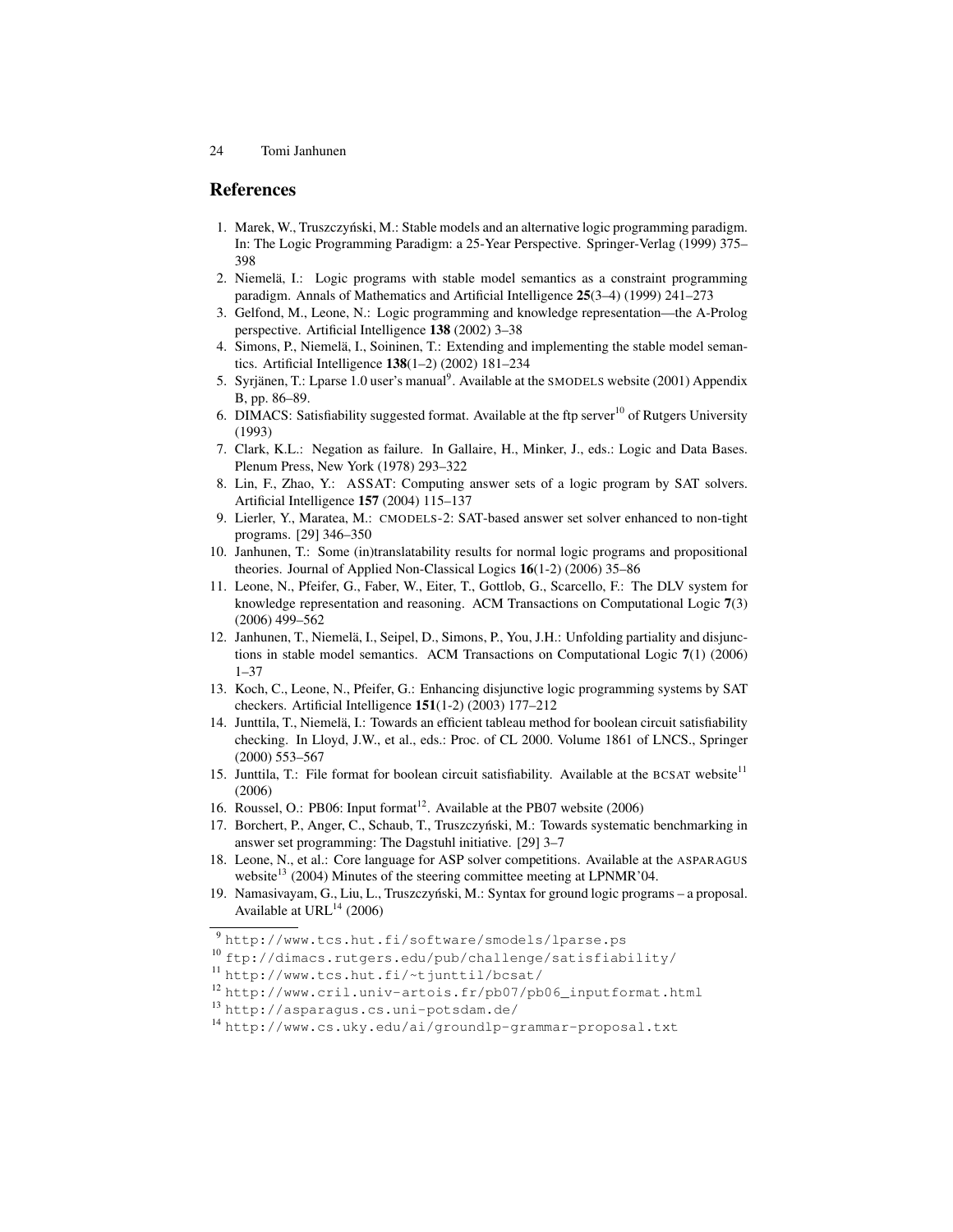## References

1. Marek, W., Truszczyński, M.: Stable models and an alternative logic programming paradigm. In: The Logic Programming Paradigm: a 25-Year Perspective. Springer-Verlag (1999) 375–398
2. Niemelä, I.: Logic programs with stable model semantics as a constraint programming paradigm. Annals of Mathematics and Artificial Intelligence **25**(3–4) (1999) 241–273
3. Gelfond, M., Leone, N.: Logic programming and knowledge representation—the A-Prolog perspective. Artificial Intelligence **138** (2002) 3–38
4. Simons, P., Niemelä, I., Soininen, T.: Extending and implementing the stable model semantics. Artificial Intelligence **138**(1–2) (2002) 181–234
5. Syrjänen, T.: Lparse 1.0 user's manual[9]. Available at the SMODELS website (2001) Appendix B, pp. 86–89.
6. DIMACS: Satisfiability suggested format. Available at the ftp server[10] of Rutgers University (1993)
7. Clark, K.L.: Negation as failure. In Gallaire, H., Minker, J., eds.: Logic and Data Bases. Plenum Press, New York (1978) 293–322
8. Lin, F., Zhao, Y.: ASSAT: Computing answer sets of a logic program by SAT solvers. Artificial Intelligence **157** (2004) 115–137
9. Lierler, Y., Maratea, M.: CMODELS-2: SAT-based answer set solver enhanced to non-tight programs. [29] 346–350
10. Janhunen, T.: Some (in)translatability results for normal logic programs and propositional theories. Journal of Applied Non-Classical Logics **16**(1-2) (2006) 35–86
11. Leone, N., Pfeifer, G., Faber, W., Eiter, T., Gottlob, G., Scarcello, F.: The DLV system for knowledge representation and reasoning. ACM Transactions on Computational Logic **7**(3) (2006) 499–562
12. Janhunen, T., Niemelä, I., Seipel, D., Simons, P., You, J.H.: Unfolding partiality and disjunctions in stable model semantics. ACM Transactions on Computational Logic **7**(1) (2006) 1–37
13. Koch, C., Leone, N., Pfeifer, G.: Enhancing disjunctive logic programming systems by SAT checkers. Artificial Intelligence **151**(1-2) (2003) 177–212
14. Junttila, T., Niemelä, I.: Towards an efficient tableau method for boolean circuit satisfiability checking. In Lloyd, J.W., et al., eds.: Proc. of CL 2000. Volume 1861 of LNCS., Springer (2000) 553–567
15. Junttila, T.: File format for boolean circuit satisfiability. Available at the BCSAT website[11] (2006)
16. Roussel, O.: PB06: Input format[12]. Available at the PB07 website (2006)
17. Borchert, P., Anger, C., Schaub, T., Truszczyński, M.: Towards systematic benchmarking in answer set programming: The Dagstuhl initiative. [29] 3–7
18. Leone, N., et al.: Core language for ASP solver competitions. Available at the ASPARAGUS website[13] (2004) Minutes of the steering committee meeting at LPNMR'04.
19. Namasivayam, G., Liu, L., Truszczyński, M.: Syntax for ground logic programs – a proposal. Available at URL[14] (2006)

---

[9] http://www.tcs.hut.fi/software/smodels/lparse.ps

[10] ftp://dimacs.rutgers.edu/pub/challenge/satisfiability/

[11] http://www.tcs.hut.fi/~tjunttil/bcsat/

[12] http://www.cril.univ-artois.fr/pb07/pb06_inputformat.html

[13] http://asparagus.cs.uni-potsdam.de/

[14] http://www.cs.uky.edu/ai/groundlp-grammar-proposal.txt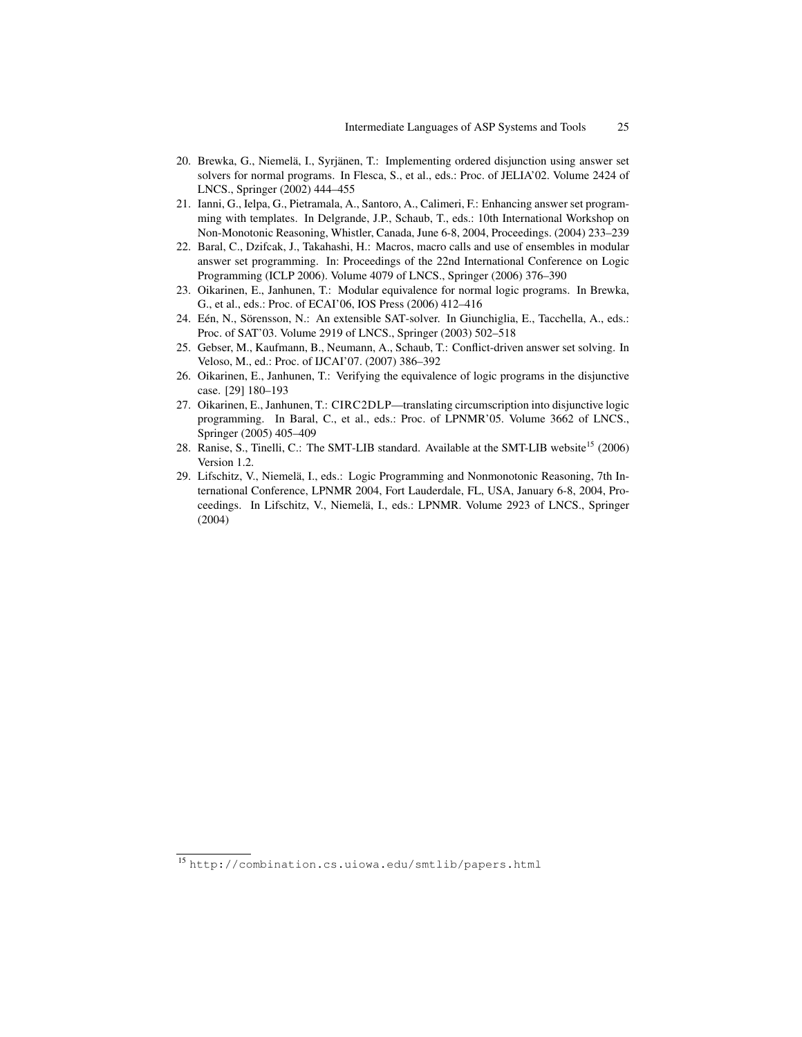20. Brewka, G., Niemelä, I., Syrjänen, T.: Implementing ordered disjunction using answer set solvers for normal programs. In Flesca, S., et al., eds.: Proc. of JELIA'02. Volume 2424 of LNCS., Springer (2002) 444–455
21. Ianni, G., Ielpa, G., Pietramala, A., Santoro, A., Calimeri, F.: Enhancing answer set programming with templates. In Delgrande, J.P., Schaub, T., eds.: 10th International Workshop on Non-Monotonic Reasoning, Whistler, Canada, June 6-8, 2004, Proceedings. (2004) 233–239
22. Baral, C., Dzifcak, J., Takahashi, H.: Macros, macro calls and use of ensembles in modular answer set programming. In: Proceedings of the 22nd International Conference on Logic Programming (ICLP 2006). Volume 4079 of LNCS., Springer (2006) 376–390
23. Oikarinen, E., Janhunen, T.: Modular equivalence for normal logic programs. In Brewka, G., et al., eds.: Proc. of ECAI'06, IOS Press (2006) 412–416
24. Eén, N., Sörensson, N.: An extensible SAT-solver. In Giunchiglia, E., Tacchella, A., eds.: Proc. of SAT'03. Volume 2919 of LNCS., Springer (2003) 502–518
25. Gebser, M., Kaufmann, B., Neumann, A., Schaub, T.: Conflict-driven answer set solving. In Veloso, M., ed.: Proc. of IJCAI'07. (2007) 386–392
26. Oikarinen, E., Janhunen, T.: Verifying the equivalence of logic programs in the disjunctive case. [29] 180–193
27. Oikarinen, E., Janhunen, T.: CIRC2DLP—translating circumscription into disjunctive logic programming. In Baral, C., et al., eds.: Proc. of LPNMR'05. Volume 3662 of LNCS., Springer (2005) 405–409
28. Ranise, S., Tinelli, C.: The SMT-LIB standard. Available at the SMT-LIB website[15] (2006) Version 1.2.
29. Lifschitz, V., Niemelä, I., eds.: Logic Programming and Nonmonotonic Reasoning, 7th International Conference, LPNMR 2004, Fort Lauderdale, FL, USA, January 6-8, 2004, Proceedings. In Lifschitz, V., Niemelä, I., eds.: LPNMR. Volume 2923 of LNCS., Springer (2004)

[15] `http://combination.cs.uiowa.edu/smtlib/papers.html`